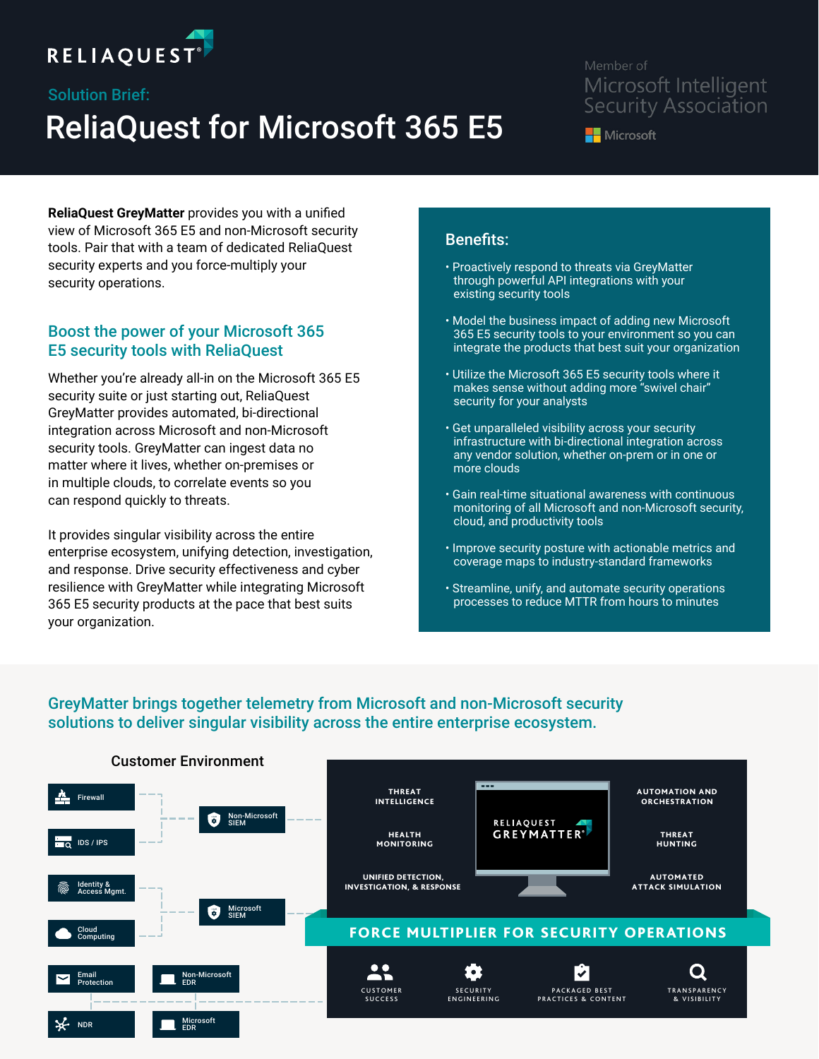RELIAQUEST

Member of Microsoft Intelligent Security Association

Microsoft

## Solution Brief:

# ReliaQuest for Microsoft 365 E5

**ReliaQuest GreyMatter** provides you with a unified view of Microsoft 365 E5 and non-Microsoft security tools. Pair that with a team of dedicated ReliaQuest security experts and you force-multiply your security operations.

## Boost the power of your Microsoft 365 E5 security tools with ReliaQuest

Whether you're already all-in on the Microsoft 365 E5 security suite or just starting out, ReliaQuest GreyMatter provides automated, bi-directional integration across Microsoft and non-Microsoft security tools. GreyMatter can ingest data no matter where it lives, whether on-premises or in multiple clouds, to correlate events so you can respond quickly to threats.

It provides singular visibility across the entire enterprise ecosystem, unifying detection, investigation, and response. Drive security effectiveness and cyber resilience with GreyMatter while integrating Microsoft 365 E5 security products at the pace that best suits your organization.

### Benefits:

- Proactively respond to threats via GreyMatter through powerful API integrations with your existing security tools
- Model the business impact of adding new Microsoft 365 E5 security tools to your environment so you can integrate the products that best suit your organization
- Utilize the Microsoft 365 E5 security tools where it makes sense without adding more "swivel chair" security for your analysts
- Get unparalleled visibility across your security infrastructure with bi-directional integration across any vendor solution, whether on-prem or in one or more clouds
- Gain real-time situational awareness with continuous monitoring of all Microsoft and non-Microsoft security, cloud, and productivity tools
- Improve security posture with actionable metrics and coverage maps to industry-standard frameworks
- Streamline, unify, and automate security operations processes to reduce MTTR from hours to minutes

## GreyMatter brings together telemetry from Microsoft and non-Microsoft security solutions to deliver singular visibility across the entire enterprise ecosystem.

**Customer Environment**

- Firewall
- IDS / IPS
- Non-Microsoft SIEM
- Identity & Access Mgmt.
- Cloud Computing
- Microsoft SIEM
- Email Protection
- Non-Microsoft EDR
- NDR
- Microsoft EDR

**RELIAQUEST GREYMATTER**

- THREAT INTELLIGENCE
- HEALTH MONITORING
- UNIFIED DETECTION, INVESTIGATION, & RESPONSE
- AUTOMATION AND ORCHESTRATION
- THREAT HUNTING
- AUTOMATED ATTACK SIMULATION

**FORCE MULTIPLIER FOR SECURITY OPERATIONS**

- CUSTOMER SUCCESS
- SECURITY ENGINEERING
- PACKAGED BEST PRACTICES & CONTENT
- TRANSPARENCY & VISIBILITY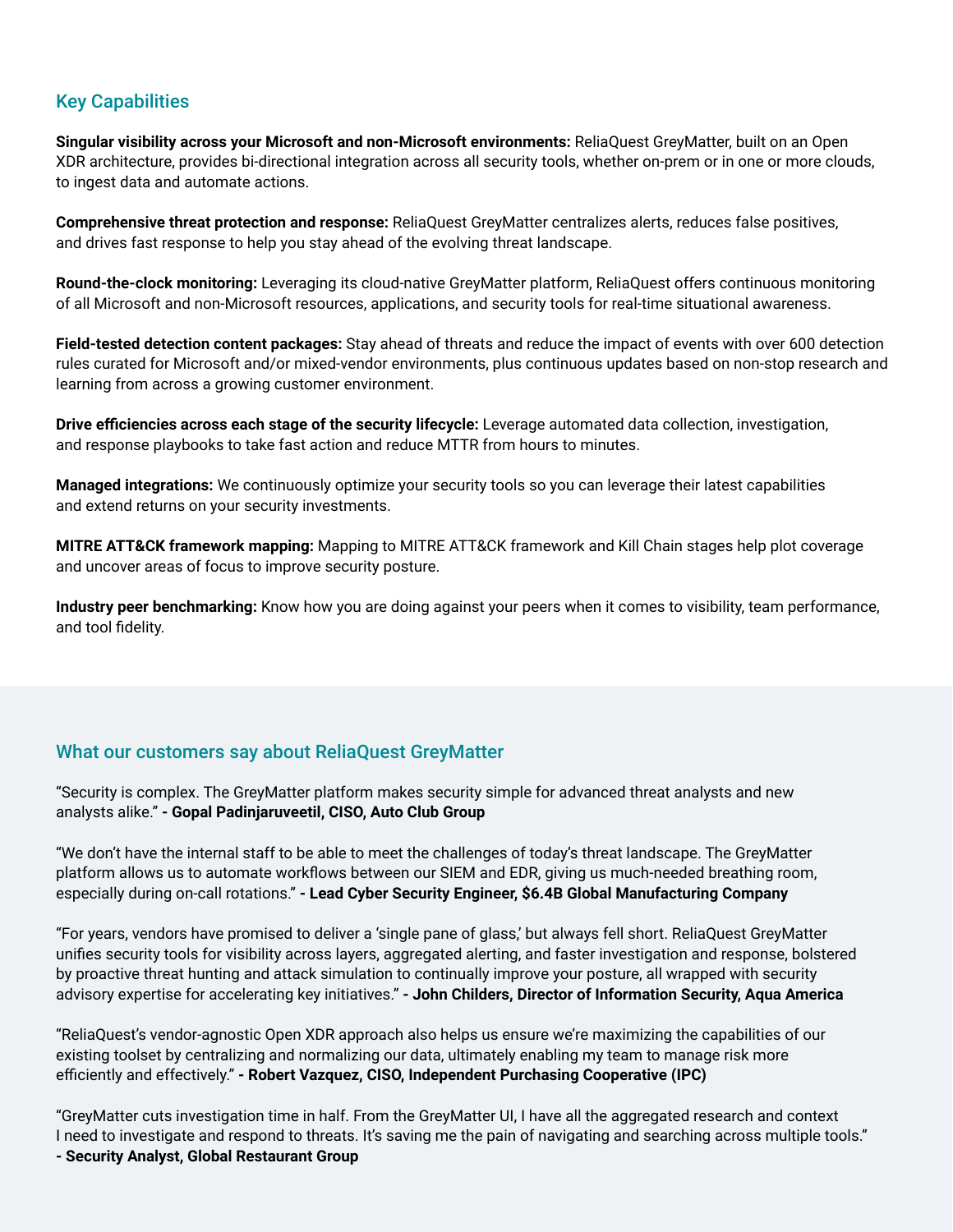## Key Capabilities

**Singular visibility across your Microsoft and non-Microsoft environments:** ReliaQuest GreyMatter, built on an Open XDR architecture, provides bi-directional integration across all security tools, whether on-prem or in one or more clouds, to ingest data and automate actions.

**Comprehensive threat protection and response:** ReliaQuest GreyMatter centralizes alerts, reduces false positives, and drives fast response to help you stay ahead of the evolving threat landscape.

**Round-the-clock monitoring:** Leveraging its cloud-native GreyMatter platform, ReliaQuest offers continuous monitoring of all Microsoft and non-Microsoft resources, applications, and security tools for real-time situational awareness.

**Field-tested detection content packages:** Stay ahead of threats and reduce the impact of events with over 600 detection rules curated for Microsoft and/or mixed-vendor environments, plus continuous updates based on non-stop research and learning from across a growing customer environment.

**Drive efficiencies across each stage of the security lifecycle:** Leverage automated data collection, investigation, and response playbooks to take fast action and reduce MTTR from hours to minutes.

**Managed integrations:** We continuously optimize your security tools so you can leverage their latest capabilities and extend returns on your security investments.

**MITRE ATT&CK framework mapping:** Mapping to MITRE ATT&CK framework and Kill Chain stages help plot coverage and uncover areas of focus to improve security posture.

**Industry peer benchmarking:** Know how you are doing against your peers when it comes to visibility, team performance, and tool fidelity.

## What our customers say about ReliaQuest GreyMatter

"Security is complex. The GreyMatter platform makes security simple for advanced threat analysts and new analysts alike." **- Gopal Padinjaruveetil, CISO, Auto Club Group**

"We don't have the internal staff to be able to meet the challenges of today's threat landscape. The GreyMatter platform allows us to automate workflows between our SIEM and EDR, giving us much-needed breathing room, especially during on-call rotations." **- Lead Cyber Security Engineer, $6.4B Global Manufacturing Company**

"For years, vendors have promised to deliver a 'single pane of glass,' but always fell short. ReliaQuest GreyMatter unifies security tools for visibility across layers, aggregated alerting, and faster investigation and response, bolstered by proactive threat hunting and attack simulation to continually improve your posture, all wrapped with security advisory expertise for accelerating key initiatives." **- John Childers, Director of Information Security, Aqua America**

"ReliaQuest's vendor-agnostic Open XDR approach also helps us ensure we're maximizing the capabilities of our existing toolset by centralizing and normalizing our data, ultimately enabling my team to manage risk more efficiently and effectively." **- Robert Vazquez, CISO, Independent Purchasing Cooperative (IPC)**

"GreyMatter cuts investigation time in half. From the GreyMatter UI, I have all the aggregated research and context I need to investigate and respond to threats. It's saving me the pain of navigating and searching across multiple tools." **- Security Analyst, Global Restaurant Group**